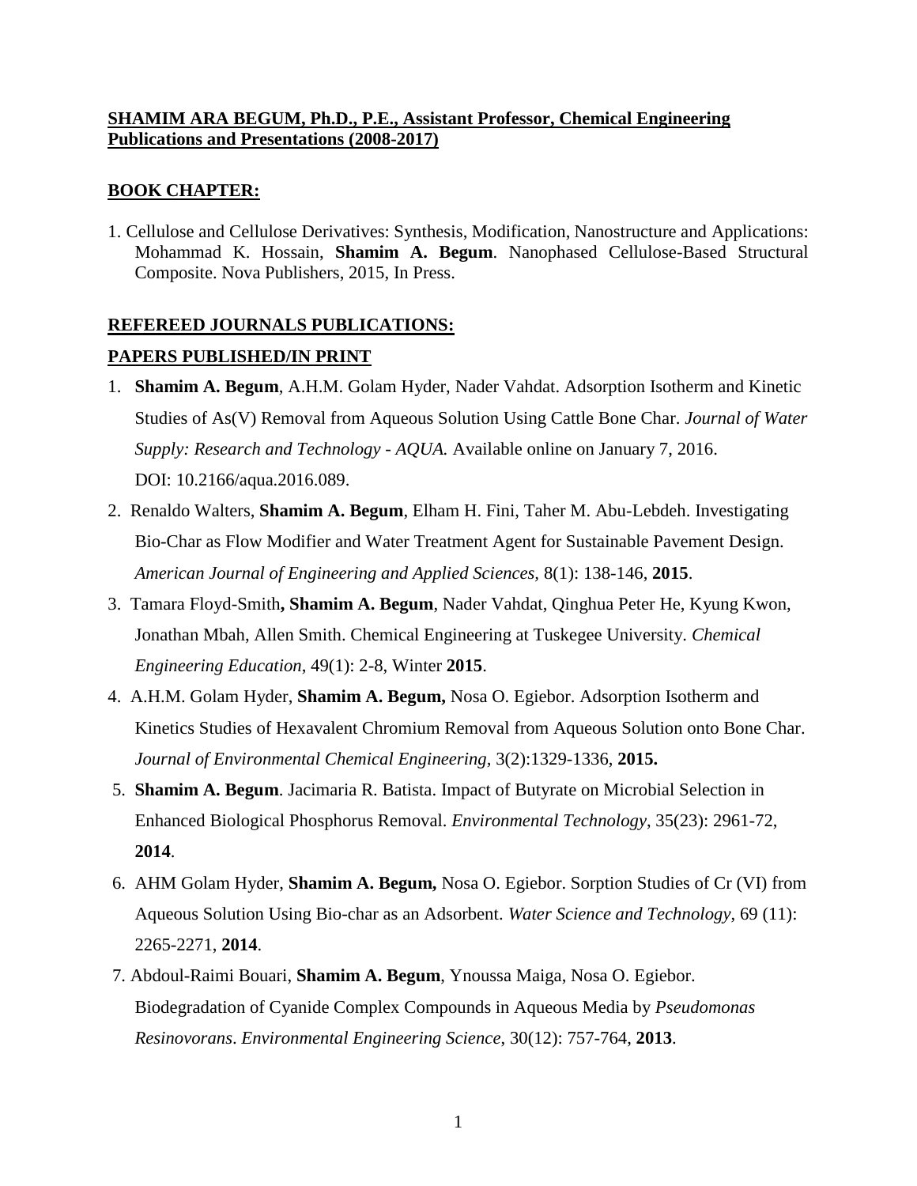**SHAMIM ARA BEGUM, Ph.D., P.E., Assistant Professor, Chemical Engineering Publications and Presentations (2008-2017)**

## BOOK CHAPTER:

1. Cellulose and Cellulose Derivatives: Synthesis, Modification, Nanostructure and Applications: Mohammad K. Hossain, **Shamim A. Begum**. Nanophased Cellulose-Based Structural Composite. Nova Publishers, 2015, In Press.

## REFEREED JOURNALS PUBLICATIONS:

### PAPERS PUBLISHED/IN PRINT

1. **Shamim A. Begum**, A.H.M. Golam Hyder, Nader Vahdat. Adsorption Isotherm and Kinetic Studies of As(V) Removal from Aqueous Solution Using Cattle Bone Char. *Journal of Water Supply: Research and Technology - AQUA.* Available online on January 7, 2016. DOI: 10.2166/aqua.2016.089.
2. Renaldo Walters, **Shamim A. Begum**, Elham H. Fini, Taher M. Abu-Lebdeh. Investigating Bio-Char as Flow Modifier and Water Treatment Agent for Sustainable Pavement Design. *American Journal of Engineering and Applied Sciences,* 8(1): 138-146, **2015**.
3. Tamara Floyd-Smith**, Shamim A. Begum**, Nader Vahdat, Qinghua Peter He, Kyung Kwon, Jonathan Mbah, Allen Smith. Chemical Engineering at Tuskegee University. *Chemical Engineering Education*, 49(1): 2-8, Winter **2015**.
4. A.H.M. Golam Hyder, **Shamim A. Begum,** Nosa O. Egiebor. Adsorption Isotherm and Kinetics Studies of Hexavalent Chromium Removal from Aqueous Solution onto Bone Char. *Journal of Environmental Chemical Engineering,* 3(2):1329-1336, **2015.**
5. **Shamim A. Begum**. Jacimaria R. Batista. Impact of Butyrate on Microbial Selection in Enhanced Biological Phosphorus Removal. *Environmental Technology*, 35(23): 2961-72, **2014**.
6. AHM Golam Hyder, **Shamim A. Begum,** Nosa O. Egiebor. Sorption Studies of Cr (VI) from Aqueous Solution Using Bio-char as an Adsorbent. *Water Science and Technology*, 69 (11): 2265-2271, **2014**.
7. Abdoul-Raimi Bouari, **Shamim A. Begum**, Ynoussa Maiga, Nosa O. Egiebor. Biodegradation of Cyanide Complex Compounds in Aqueous Media by *Pseudomonas Resinovorans*. *Environmental Engineering Science*, 30(12): 757-764, **2013**.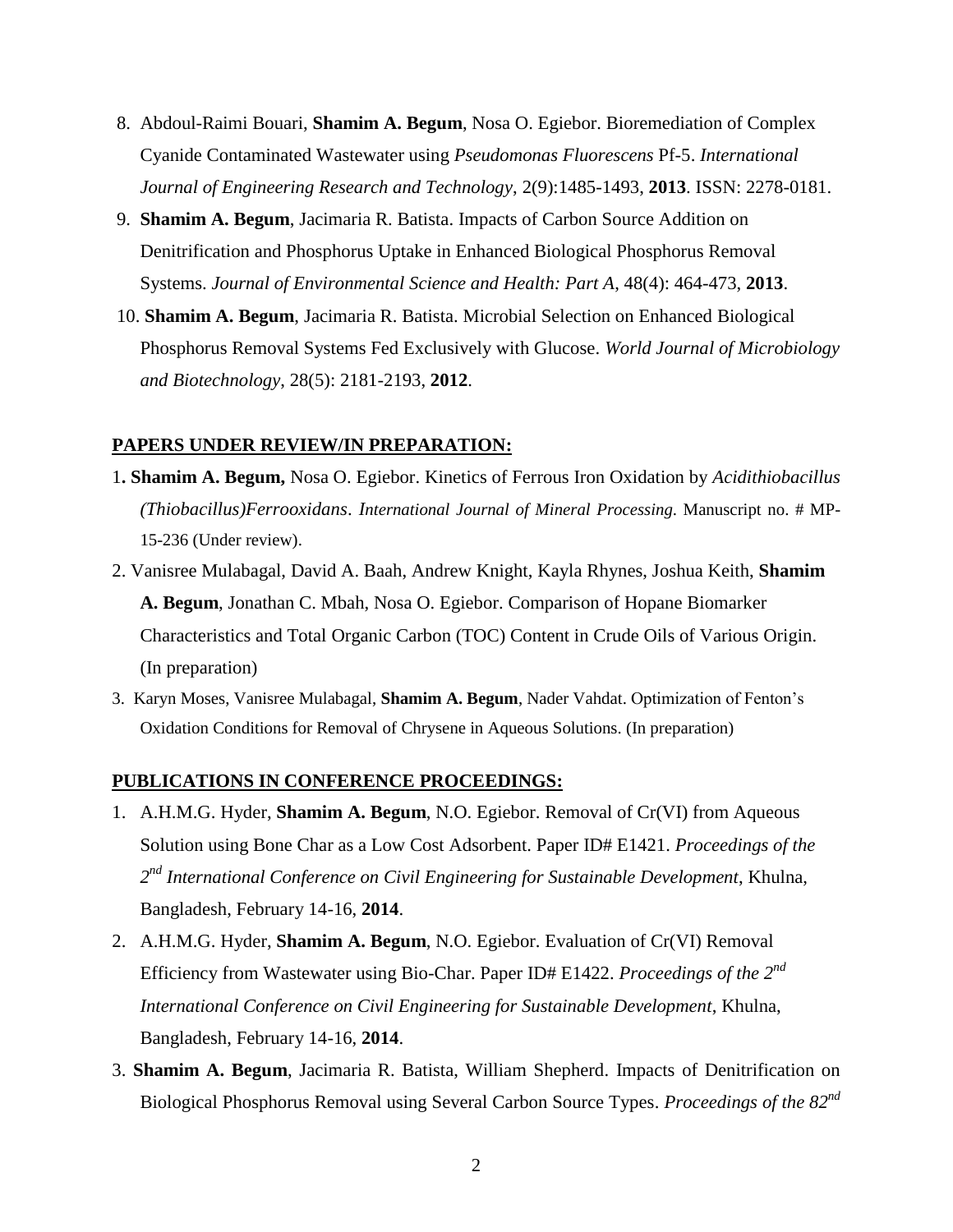8. Abdoul-Raimi Bouari, **Shamim A. Begum**, Nosa O. Egiebor. Bioremediation of Complex Cyanide Contaminated Wastewater using *Pseudomonas Fluorescens* Pf-5. *International Journal of Engineering Research and Technology*, 2(9):1485-1493, **2013**. ISSN: 2278-0181.
9. **Shamim A. Begum**, Jacimaria R. Batista. Impacts of Carbon Source Addition on Denitrification and Phosphorus Uptake in Enhanced Biological Phosphorus Removal Systems. *Journal of Environmental Science and Health: Part A*, 48(4): 464-473, **2013**.
10. **Shamim A. Begum**, Jacimaria R. Batista. Microbial Selection on Enhanced Biological Phosphorus Removal Systems Fed Exclusively with Glucose. *World Journal of Microbiology and Biotechnology*, 28(5): 2181-2193, **2012**.

**PAPERS UNDER REVIEW/IN PREPARATION:**

1. **Shamim A. Begum,** Nosa O. Egiebor. Kinetics of Ferrous Iron Oxidation by *Acidithiobacillus (Thiobacillus)Ferrooxidans*. *International Journal of Mineral Processing.* Manuscript no. # MP-15-236 (Under review).
2. Vanisree Mulabagal, David A. Baah, Andrew Knight, Kayla Rhynes, Joshua Keith, **Shamim A. Begum**, Jonathan C. Mbah, Nosa O. Egiebor. Comparison of Hopane Biomarker Characteristics and Total Organic Carbon (TOC) Content in Crude Oils of Various Origin. (In preparation)
3. Karyn Moses, Vanisree Mulabagal, **Shamim A. Begum**, Nader Vahdat. Optimization of Fenton's Oxidation Conditions for Removal of Chrysene in Aqueous Solutions. (In preparation)

**PUBLICATIONS IN CONFERENCE PROCEEDINGS:**

1. A.H.M.G. Hyder, **Shamim A. Begum**, N.O. Egiebor. Removal of Cr(VI) from Aqueous Solution using Bone Char as a Low Cost Adsorbent. Paper ID# E1421. *Proceedings of the 2nd International Conference on Civil Engineering for Sustainable Development*, Khulna, Bangladesh, February 14-16, **2014**.
2. A.H.M.G. Hyder, **Shamim A. Begum**, N.O. Egiebor. Evaluation of Cr(VI) Removal Efficiency from Wastewater using Bio-Char. Paper ID# E1422. *Proceedings of the 2nd International Conference on Civil Engineering for Sustainable Development*, Khulna, Bangladesh, February 14-16, **2014**.
3. **Shamim A. Begum**, Jacimaria R. Batista, William Shepherd. Impacts of Denitrification on Biological Phosphorus Removal using Several Carbon Source Types. *Proceedings of the 82nd*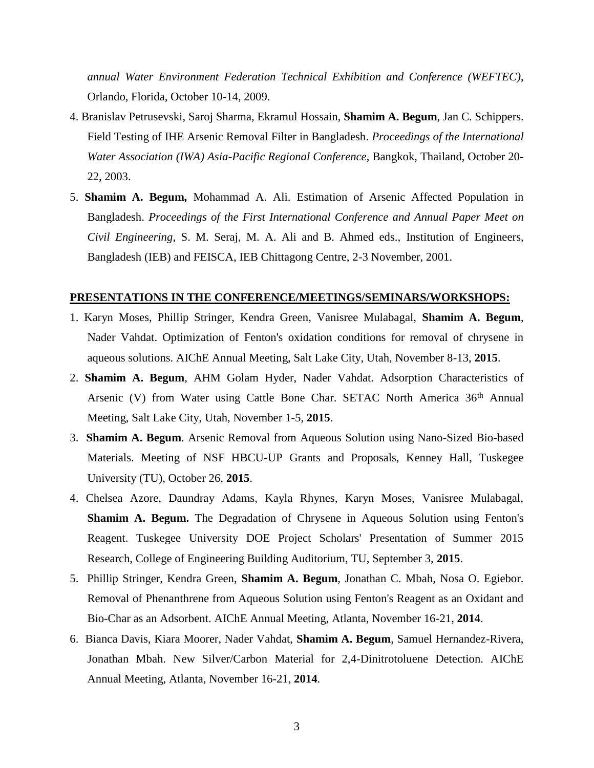*annual Water Environment Federation Technical Exhibition and Conference (WEFTEC)*, Orlando, Florida, October 10-14, 2009.

4. Branislav Petrusevski, Saroj Sharma, Ekramul Hossain, **Shamim A. Begum**, Jan C. Schippers. Field Testing of IHE Arsenic Removal Filter in Bangladesh. *Proceedings of the International Water Association (IWA) Asia-Pacific Regional Conference*, Bangkok, Thailand, October 20-22, 2003.
5. **Shamim A. Begum,** Mohammad A. Ali. Estimation of Arsenic Affected Population in Bangladesh. *Proceedings of the First International Conference and Annual Paper Meet on Civil Engineering*, S. M. Seraj, M. A. Ali and B. Ahmed eds., Institution of Engineers, Bangladesh (IEB) and FEISCA, IEB Chittagong Centre, 2-3 November, 2001.

## PRESENTATIONS IN THE CONFERENCE/MEETINGS/SEMINARS/WORKSHOPS:

1. Karyn Moses, Phillip Stringer, Kendra Green, Vanisree Mulabagal, **Shamim A. Begum**, Nader Vahdat. Optimization of Fenton's oxidation conditions for removal of chrysene in aqueous solutions. AIChE Annual Meeting, Salt Lake City, Utah, November 8-13, **2015**.
2. **Shamim A. Begum**, AHM Golam Hyder, Nader Vahdat. Adsorption Characteristics of Arsenic (V) from Water using Cattle Bone Char. SETAC North America 36th Annual Meeting, Salt Lake City, Utah, November 1-5, **2015**.
3. **Shamim A. Begum**. Arsenic Removal from Aqueous Solution using Nano-Sized Bio-based Materials. Meeting of NSF HBCU-UP Grants and Proposals, Kenney Hall, Tuskegee University (TU), October 26, **2015**.
4. Chelsea Azore, Daundray Adams, Kayla Rhynes, Karyn Moses, Vanisree Mulabagal, **Shamim A. Begum.** The Degradation of Chrysene in Aqueous Solution using Fenton's Reagent. Tuskegee University DOE Project Scholars' Presentation of Summer 2015 Research, College of Engineering Building Auditorium, TU, September 3, **2015**.
5. Phillip Stringer, Kendra Green, **Shamim A. Begum**, Jonathan C. Mbah, Nosa O. Egiebor. Removal of Phenanthrene from Aqueous Solution using Fenton's Reagent as an Oxidant and Bio-Char as an Adsorbent. AIChE Annual Meeting, Atlanta, November 16-21, **2014**.
6. Bianca Davis, Kiara Moorer, Nader Vahdat, **Shamim A. Begum**, Samuel Hernandez-Rivera, Jonathan Mbah. New Silver/Carbon Material for 2,4-Dinitrotoluene Detection. AIChE Annual Meeting, Atlanta, November 16-21, **2014**.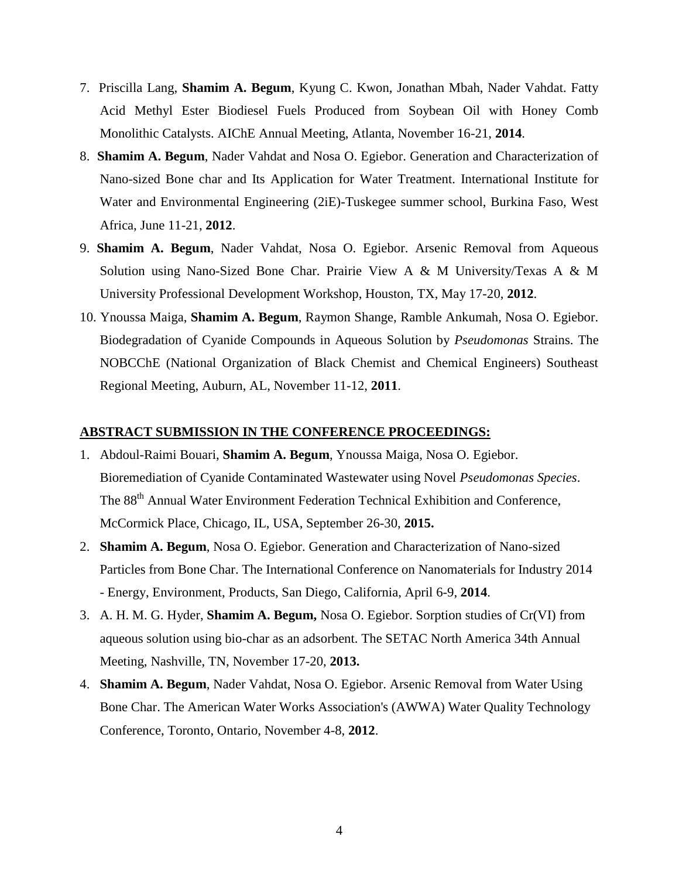7. Priscilla Lang, **Shamim A. Begum**, Kyung C. Kwon, Jonathan Mbah, Nader Vahdat. Fatty Acid Methyl Ester Biodiesel Fuels Produced from Soybean Oil with Honey Comb Monolithic Catalysts. AIChE Annual Meeting, Atlanta, November 16-21, **2014**.
8. **Shamim A. Begum**, Nader Vahdat and Nosa O. Egiebor. Generation and Characterization of Nano-sized Bone char and Its Application for Water Treatment. International Institute for Water and Environmental Engineering (2iE)-Tuskegee summer school, Burkina Faso, West Africa, June 11-21, **2012**.
9. **Shamim A. Begum**, Nader Vahdat, Nosa O. Egiebor. Arsenic Removal from Aqueous Solution using Nano-Sized Bone Char. Prairie View A & M University/Texas A & M University Professional Development Workshop, Houston, TX, May 17-20, **2012**.
10. Ynoussa Maiga, **Shamim A. Begum**, Raymon Shange, Ramble Ankumah, Nosa O. Egiebor. Biodegradation of Cyanide Compounds in Aqueous Solution by *Pseudomonas* Strains. The NOBCChE (National Organization of Black Chemist and Chemical Engineers) Southeast Regional Meeting, Auburn, AL, November 11-12, **2011**.

**ABSTRACT SUBMISSION IN THE CONFERENCE PROCEEDINGS:**

1. Abdoul-Raimi Bouari, **Shamim A. Begum**, Ynoussa Maiga, Nosa O. Egiebor. Bioremediation of Cyanide Contaminated Wastewater using Novel *Pseudomonas Species*. The 88th Annual Water Environment Federation Technical Exhibition and Conference, McCormick Place, Chicago, IL, USA, September 26-30, **2015.**
2. **Shamim A. Begum**, Nosa O. Egiebor. Generation and Characterization of Nano-sized Particles from Bone Char. The International Conference on Nanomaterials for Industry 2014 - Energy, Environment, Products, San Diego, California, April 6-9, **2014**.
3. A. H. M. G. Hyder, **Shamim A. Begum,** Nosa O. Egiebor. Sorption studies of Cr(VI) from aqueous solution using bio-char as an adsorbent. The SETAC North America 34th Annual Meeting, Nashville, TN, November 17-20, **2013.**
4. **Shamim A. Begum**, Nader Vahdat, Nosa O. Egiebor. Arsenic Removal from Water Using Bone Char. The American Water Works Association's (AWWA) Water Quality Technology Conference, Toronto, Ontario, November 4-8, **2012**.